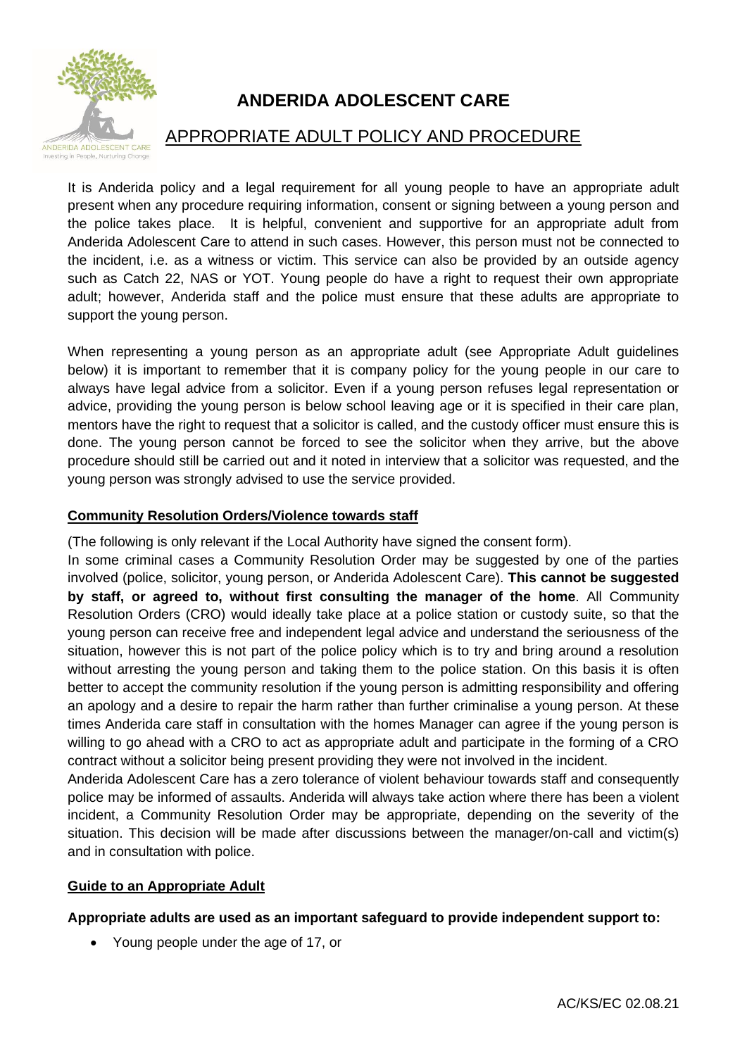# ANDERIDA ADOLESCENT CARE

## APPROPRIATE ADULT POLICY AND PROCEDURE

It is Anderida policy and a legal requirement for all young people to have an appropriate adult present when any procedure requiring information, consent or signing between a young person and the police takes place. It is helpful, convenient and supportive for an appropriate adult from Anderida Adolescent Care to attend in such cases. However, this person must not be connected to the incident, i.e. as a witness or victim. This service can also be provided by an outside agency such as Catch 22, NAS or YOT. Young people do have a right to request their own appropriate adult; however, Anderida staff and the police must ensure that these adults are appropriate to support the young person.

When representing a young person as an appropriate adult (see Appropriate Adult guidelines below) it is important to remember that it is company policy for the young people in our care to always have legal advice from a solicitor. Even if a young person refuses legal representation or advice, providing the young person is below school leaving age or it is specified in their care plan, mentors have the right to request that a solicitor is called, and the custody officer must ensure this is done. The young person cannot be forced to see the solicitor when they arrive, but the above procedure should still be carried out and it noted in interview that a solicitor was requested, and the young person was strongly advised to use the service provided.

### Community Resolution Orders/Violence towards staff

(The following is only relevant if the Local Authority have signed the consent form).

In some criminal cases a Community Resolution Order may be suggested by one of the parties involved (police, solicitor, young person, or Anderida Adolescent Care). **This cannot be suggested by staff, or agreed to, without first consulting the manager of the home**. All Community Resolution Orders (CRO) would ideally take place at a police station or custody suite, so that the young person can receive free and independent legal advice and understand the seriousness of the situation, however this is not part of the police policy which is to try and bring around a resolution without arresting the young person and taking them to the police station. On this basis it is often better to accept the community resolution if the young person is admitting responsibility and offering an apology and a desire to repair the harm rather than further criminalise a young person. At these times Anderida care staff in consultation with the homes Manager can agree if the young person is willing to go ahead with a CRO to act as appropriate adult and participate in the forming of a CRO contract without a solicitor being present providing they were not involved in the incident.

Anderida Adolescent Care has a zero tolerance of violent behaviour towards staff and consequently police may be informed of assaults. Anderida will always take action where there has been a violent incident, a Community Resolution Order may be appropriate, depending on the severity of the situation. This decision will be made after discussions between the manager/on-call and victim(s) and in consultation with police.

### Guide to an Appropriate Adult

**Appropriate adults are used as an important safeguard to provide independent support to:**

- Young people under the age of 17, or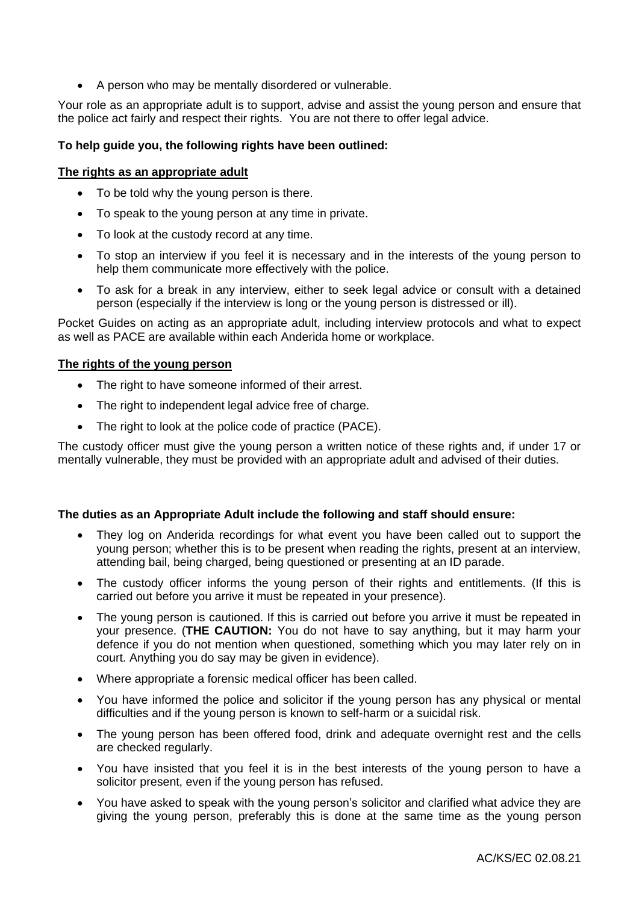- A person who may be mentally disordered or vulnerable.

Your role as an appropriate adult is to support, advise and assist the young person and ensure that the police act fairly and respect their rights. You are not there to offer legal advice.

**To help guide you, the following rights have been outlined:**

**The rights as an appropriate adult**

- To be told why the young person is there.
- To speak to the young person at any time in private.
- To look at the custody record at any time.
- To stop an interview if you feel it is necessary and in the interests of the young person to help them communicate more effectively with the police.
- To ask for a break in any interview, either to seek legal advice or consult with a detained person (especially if the interview is long or the young person is distressed or ill).

Pocket Guides on acting as an appropriate adult, including interview protocols and what to expect as well as PACE are available within each Anderida home or workplace.

**The rights of the young person**

- The right to have someone informed of their arrest.
- The right to independent legal advice free of charge.
- The right to look at the police code of practice (PACE).

The custody officer must give the young person a written notice of these rights and, if under 17 or mentally vulnerable, they must be provided with an appropriate adult and advised of their duties.

**The duties as an Appropriate Adult include the following and staff should ensure:**

- They log on Anderida recordings for what event you have been called out to support the young person; whether this is to be present when reading the rights, present at an interview, attending bail, being charged, being questioned or presenting at an ID parade.
- The custody officer informs the young person of their rights and entitlements. (If this is carried out before you arrive it must be repeated in your presence).
- The young person is cautioned. If this is carried out before you arrive it must be repeated in your presence. (**THE CAUTION:** You do not have to say anything, but it may harm your defence if you do not mention when questioned, something which you may later rely on in court. Anything you do say may be given in evidence).
- Where appropriate a forensic medical officer has been called.
- You have informed the police and solicitor if the young person has any physical or mental difficulties and if the young person is known to self-harm or a suicidal risk.
- The young person has been offered food, drink and adequate overnight rest and the cells are checked regularly.
- You have insisted that you feel it is in the best interests of the young person to have a solicitor present, even if the young person has refused.
- You have asked to speak with the young person's solicitor and clarified what advice they are giving the young person, preferably this is done at the same time as the young person

AC/KS/EC 02.08.21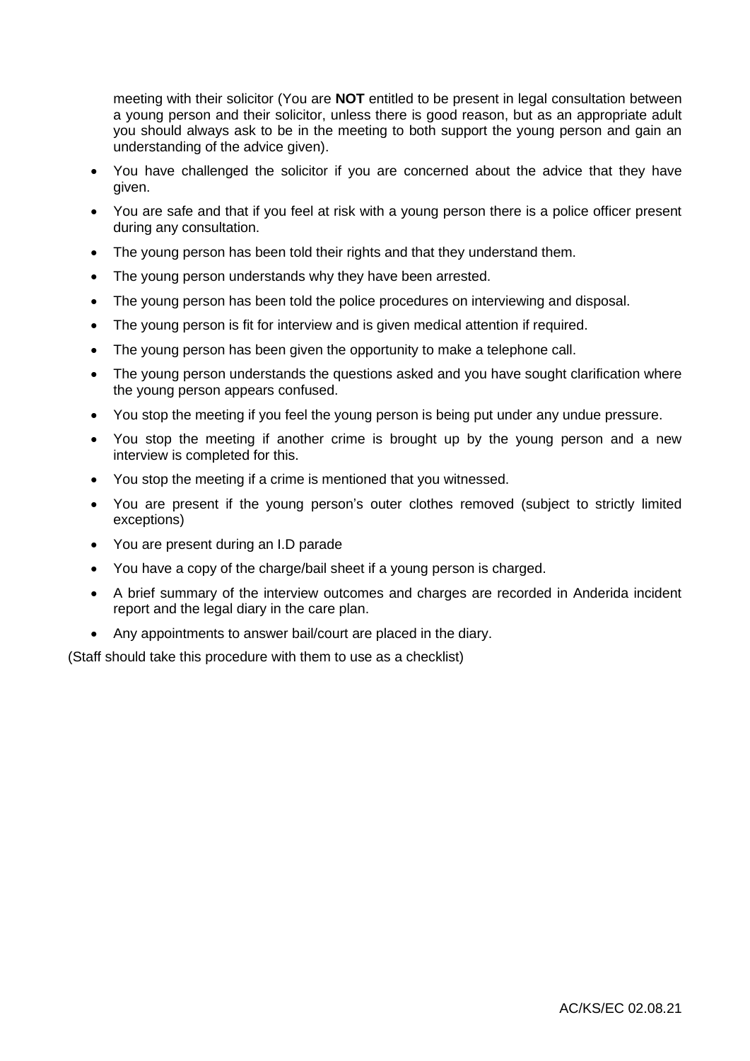meeting with their solicitor (You are **NOT** entitled to be present in legal consultation between a young person and their solicitor, unless there is good reason, but as an appropriate adult you should always ask to be in the meeting to both support the young person and gain an understanding of the advice given).

- You have challenged the solicitor if you are concerned about the advice that they have given.
- You are safe and that if you feel at risk with a young person there is a police officer present during any consultation.
- The young person has been told their rights and that they understand them.
- The young person understands why they have been arrested.
- The young person has been told the police procedures on interviewing and disposal.
- The young person is fit for interview and is given medical attention if required.
- The young person has been given the opportunity to make a telephone call.
- The young person understands the questions asked and you have sought clarification where the young person appears confused.
- You stop the meeting if you feel the young person is being put under any undue pressure.
- You stop the meeting if another crime is brought up by the young person and a new interview is completed for this.
- You stop the meeting if a crime is mentioned that you witnessed.
- You are present if the young person's outer clothes removed (subject to strictly limited exceptions)
- You are present during an I.D parade
- You have a copy of the charge/bail sheet if a young person is charged.
- A brief summary of the interview outcomes and charges are recorded in Anderida incident report and the legal diary in the care plan.
- Any appointments to answer bail/court are placed in the diary.

(Staff should take this procedure with them to use as a checklist)

AC/KS/EC 02.08.21